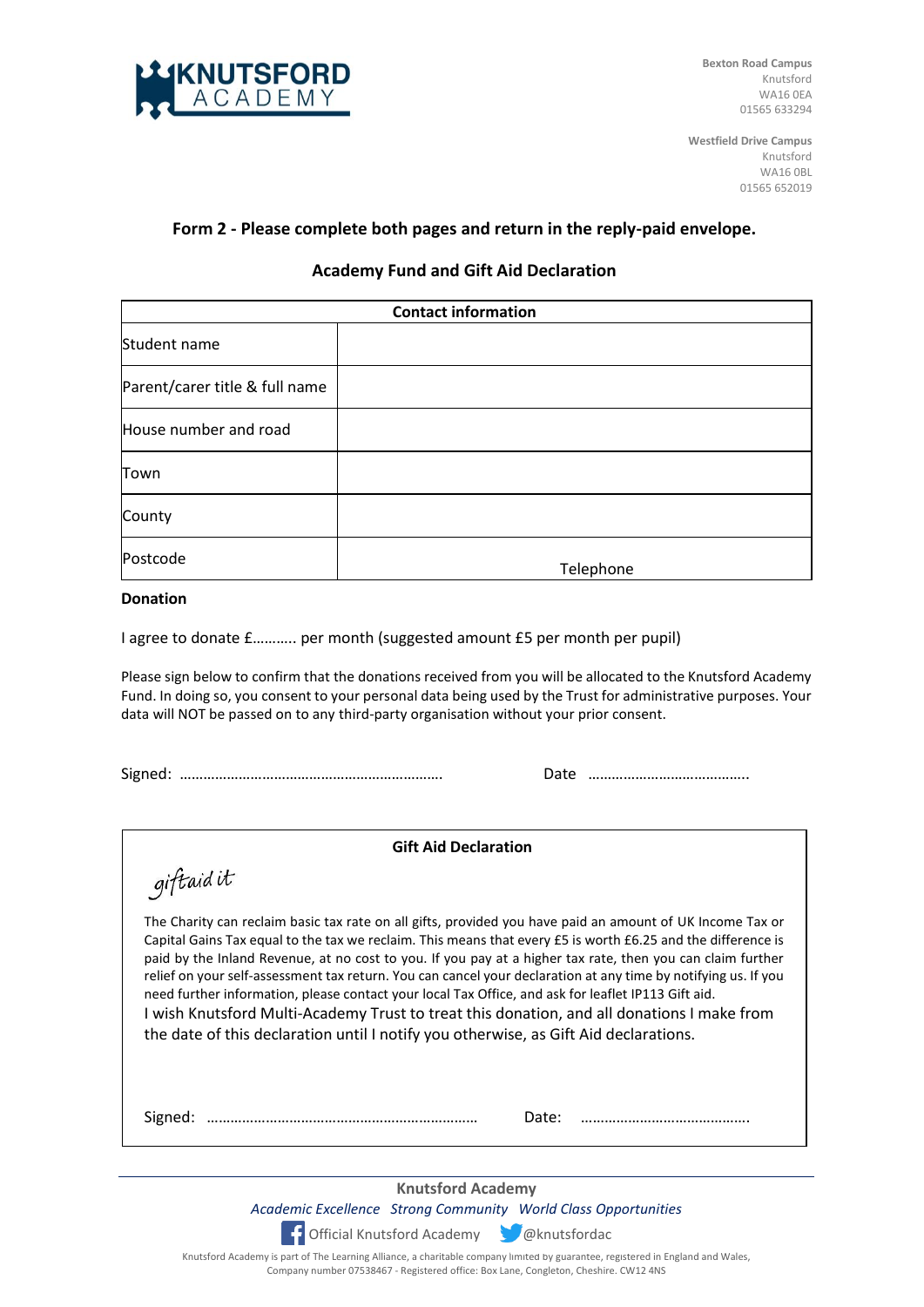**KNUTSFORD ACADEMY**

**Bexton Road Campus**
Knutsford
WA16 0EA
01565 633294

**Westfield Drive Campus**
Knutsford
WA16 0BL
01565 652019

## Form 2 - Please complete both pages and return in the reply-paid envelope.

### Academy Fund and Gift Aid Declaration

| Contact information | |
|---|---|
| Student name | |
| Parent/carer title & full name | |
| House number and road | |
| Town | |
| County | |
| Postcode | Telephone |

**Donation**

I agree to donate £……….. per month (suggested amount £5 per month per pupil)

Please sign below to confirm that the donations received from you will be allocated to the Knutsford Academy Fund. In doing so, you consent to your personal data being used by the Trust for administrative purposes. Your data will NOT be passed on to any third-party organisation without your prior consent.

Signed: ………………………………………………………….  Date ………………………………….

**Gift Aid Declaration**

giftaid it

The Charity can reclaim basic tax rate on all gifts, provided you have paid an amount of UK Income Tax or Capital Gains Tax equal to the tax we reclaim. This means that every £5 is worth £6.25 and the difference is paid by the Inland Revenue, at no cost to you. If you pay at a higher tax rate, then you can claim further relief on your self-assessment tax return. You can cancel your declaration at any time by notifying us. If you need further information, please contact your local Tax Office, and ask for leaflet IP113 Gift aid.

I wish Knutsford Multi-Academy Trust to treat this donation, and all donations I make from the date of this declaration until I notify you otherwise, as Gift Aid declarations.

Signed: ……………………………………………………………  Date: …………………………………….

**Knutsford Academy**

*Academic Excellence Strong Community World Class Opportunities*

Official Knutsford Academy @knutsfordac

Knutsford Academy is part of The Learning Alliance, a charitable company limited by guarantee, registered in England and Wales, Company number 07538467 - Registered office: Box Lane, Congleton, Cheshire. CW12 4NS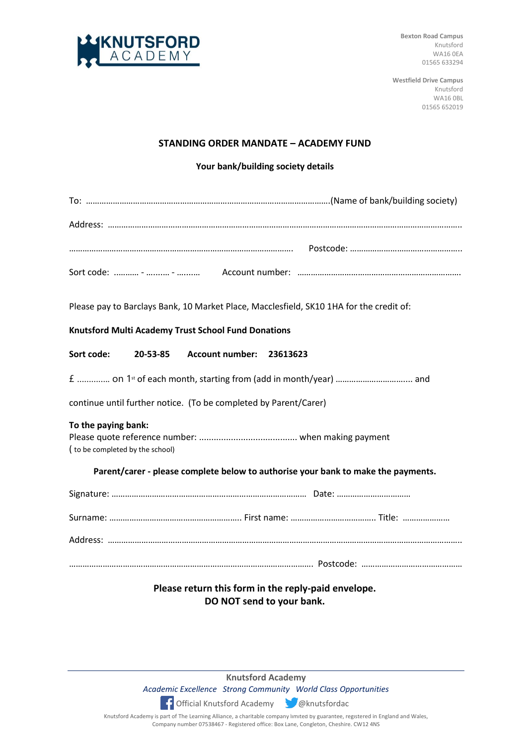**Knutsford Academy**

Bexton Road Campus
Knutsford
WA16 0EA
01565 633294

Westfield Drive Campus
Knutsford
WA16 0BL
01565 652019

## STANDING ORDER MANDATE – ACADEMY FUND

### Your bank/building society details

To: …………………………………………………………………………………………….(Name of bank/building society)

Address: ………………………………………………………………………………………………………………………………………..

……………………………………………………………………………………… Postcode: …………………………………………..

Sort code: ……….. - ………. - ………  Account number: ………………………………………………………………

Please pay to Barclays Bank, 10 Market Place, Macclesfield, SK10 1HA for the credit of:

**Knutsford Multi Academy Trust School Fund Donations**

**Sort code: 20-53-85 Account number: 23613623**

£ …………. on 1st of each month, starting from (add in month/year) …………………………... and continue until further notice. (To be completed by Parent/Carer)

**To the paying bank:**
Please quote reference number: ....................................... when making payment
( to be completed by the school)

**Parent/carer - please complete below to authorise your bank to make the payments.**

Signature: …………………………………………………………………………. Date: ……………………………

Surname: ………………………………………………….. First name: ……………………………….. Title: …………………

Address: ………………………………………………………………………………………………………………………………………..

……………………………………………………………………………………………… Postcode: ………………………………………

**Please return this form in the reply-paid envelope.**
**DO NOT send to your bank.**

**Knutsford Academy**
*Academic Excellence Strong Community World Class Opportunities*
Official Knutsford Academy @knutsfordac

Knutsford Academy is part of The Learning Alliance, a charitable company limited by guarantee, registered in England and Wales, Company number 07538467 - Registered office: Box Lane, Congleton, Cheshire. CW12 4NS